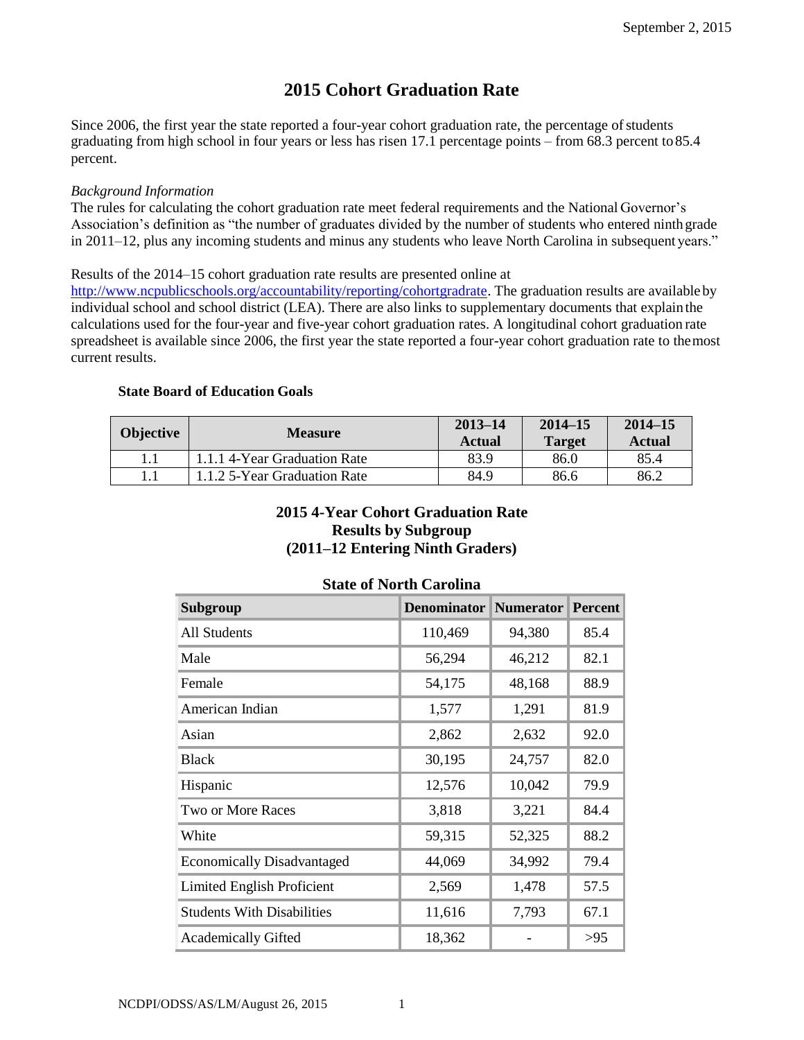# 2015 Cohort Graduation Rate

Since 2006, the first year the state reported a four-year cohort graduation rate, the percentage of students graduating from high school in four years or less has risen 17.1 percentage points – from 68.3 percent to 85.4 percent.

*Background Information*

The rules for calculating the cohort graduation rate meet federal requirements and the National Governor's Association's definition as "the number of graduates divided by the number of students who entered ninth grade in 2011–12, plus any incoming students and minus any students who leave North Carolina in subsequent years."

Results of the 2014–15 cohort graduation rate results are presented online at http://www.ncpublicschools.org/accountability/reporting/cohortgradrate. The graduation results are available by individual school and school district (LEA). There are also links to supplementary documents that explain the calculations used for the four-year and five-year cohort graduation rates. A longitudinal cohort graduation rate spreadsheet is available since 2006, the first year the state reported a four-year cohort graduation rate to the most current results.

**State Board of Education Goals**

| Objective | Measure | 2013–14 Actual | 2014–15 Target | 2014–15 Actual |
|---|---|---|---|---|
| 1.1 | 1.1.1 4-Year Graduation Rate | 83.9 | 86.0 | 85.4 |
| 1.1 | 1.1.2 5-Year Graduation Rate | 84.9 | 86.6 | 86.2 |

### 2015 4-Year Cohort Graduation Rate Results by Subgroup (2011–12 Entering Ninth Graders)

**State of North Carolina**

| Subgroup | Denominator | Numerator | Percent |
|---|---|---|---|
| All Students | 110,469 | 94,380 | 85.4 |
| Male | 56,294 | 46,212 | 82.1 |
| Female | 54,175 | 48,168 | 88.9 |
| American Indian | 1,577 | 1,291 | 81.9 |
| Asian | 2,862 | 2,632 | 92.0 |
| Black | 30,195 | 24,757 | 82.0 |
| Hispanic | 12,576 | 10,042 | 79.9 |
| Two or More Races | 3,818 | 3,221 | 84.4 |
| White | 59,315 | 52,325 | 88.2 |
| Economically Disadvantaged | 44,069 | 34,992 | 79.4 |
| Limited English Proficient | 2,569 | 1,478 | 57.5 |
| Students With Disabilities | 11,616 | 7,793 | 67.1 |
| Academically Gifted | 18,362 | - | >95 |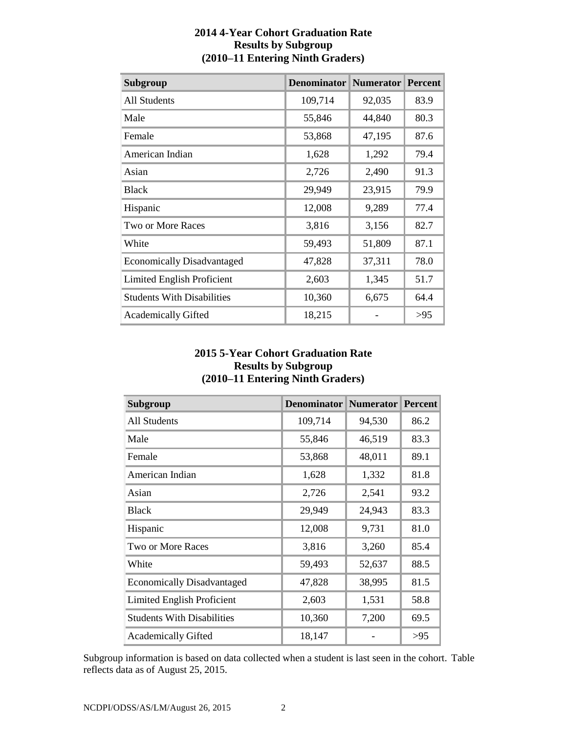**2014 4-Year Cohort Graduation Rate**
**Results by Subgroup**
**(2010–11 Entering Ninth Graders)**

| Subgroup | Denominator | Numerator | Percent |
|---|---|---|---|
| All Students | 109,714 | 92,035 | 83.9 |
| Male | 55,846 | 44,840 | 80.3 |
| Female | 53,868 | 47,195 | 87.6 |
| American Indian | 1,628 | 1,292 | 79.4 |
| Asian | 2,726 | 2,490 | 91.3 |
| Black | 29,949 | 23,915 | 79.9 |
| Hispanic | 12,008 | 9,289 | 77.4 |
| Two or More Races | 3,816 | 3,156 | 82.7 |
| White | 59,493 | 51,809 | 87.1 |
| Economically Disadvantaged | 47,828 | 37,311 | 78.0 |
| Limited English Proficient | 2,603 | 1,345 | 51.7 |
| Students With Disabilities | 10,360 | 6,675 | 64.4 |
| Academically Gifted | 18,215 | - | >95 |

**2015 5-Year Cohort Graduation Rate**
**Results by Subgroup**
**(2010–11 Entering Ninth Graders)**

| Subgroup | Denominator | Numerator | Percent |
|---|---|---|---|
| All Students | 109,714 | 94,530 | 86.2 |
| Male | 55,846 | 46,519 | 83.3 |
| Female | 53,868 | 48,011 | 89.1 |
| American Indian | 1,628 | 1,332 | 81.8 |
| Asian | 2,726 | 2,541 | 93.2 |
| Black | 29,949 | 24,943 | 83.3 |
| Hispanic | 12,008 | 9,731 | 81.0 |
| Two or More Races | 3,816 | 3,260 | 85.4 |
| White | 59,493 | 52,637 | 88.5 |
| Economically Disadvantaged | 47,828 | 38,995 | 81.5 |
| Limited English Proficient | 2,603 | 1,531 | 58.8 |
| Students With Disabilities | 10,360 | 7,200 | 69.5 |
| Academically Gifted | 18,147 | - | >95 |

Subgroup information is based on data collected when a student is last seen in the cohort. Table reflects data as of August 25, 2015.

NCDPI/ODSS/AS/LM/August 26, 2015